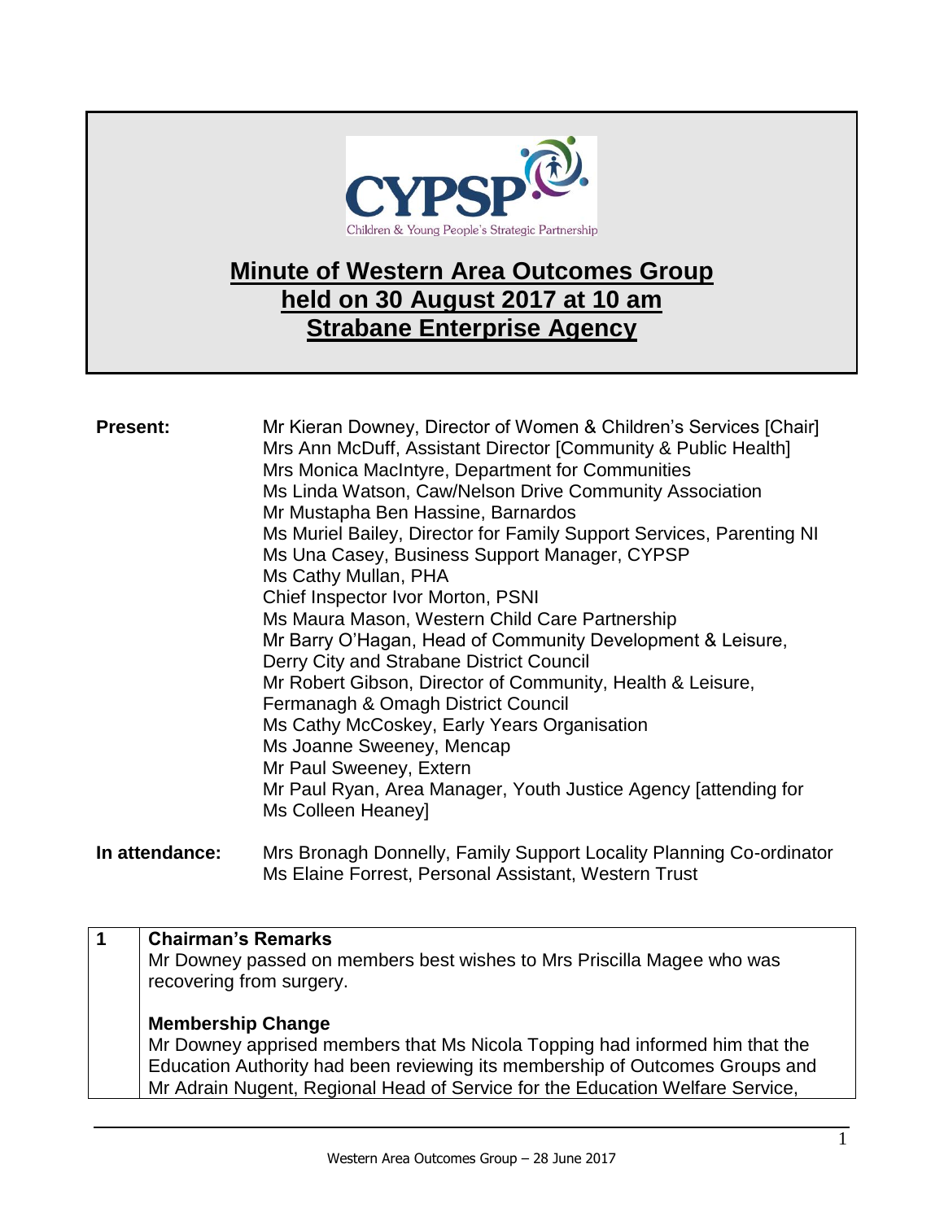# Minute of Western Area Outcomes Group held on 30 August 2017 at 10 am Strabane Enterprise Agency

**Present:**

Mr Kieran Downey, Director of Women & Children's Services [Chair]
Mrs Ann McDuff, Assistant Director [Community & Public Health]
Mrs Monica MacIntyre, Department for Communities
Ms Linda Watson, Caw/Nelson Drive Community Association
Mr Mustapha Ben Hassine, Barnardos
Ms Muriel Bailey, Director for Family Support Services, Parenting NI
Ms Una Casey, Business Support Manager, CYPSP
Ms Cathy Mullan, PHA
Chief Inspector Ivor Morton, PSNI
Ms Maura Mason, Western Child Care Partnership
Mr Barry O'Hagan, Head of Community Development & Leisure, Derry City and Strabane District Council
Mr Robert Gibson, Director of Community, Health & Leisure, Fermanagh & Omagh District Council
Ms Cathy McCoskey, Early Years Organisation
Ms Joanne Sweeney, Mencap
Mr Paul Sweeney, Extern
Mr Paul Ryan, Area Manager, Youth Justice Agency [attending for Ms Colleen Heaney]

**In attendance:**

Mrs Bronagh Donnelly, Family Support Locality Planning Co-ordinator
Ms Elaine Forrest, Personal Assistant, Western Trust

| | |
|---|---|
| **1** | **Chairman's Remarks**<br>Mr Downey passed on members best wishes to Mrs Priscilla Magee who was recovering from surgery.<br><br>**Membership Change**<br>Mr Downey apprised members that Ms Nicola Topping had informed him that the Education Authority had been reviewing its membership of Outcomes Groups and Mr Adrain Nugent, Regional Head of Service for the Education Welfare Service, |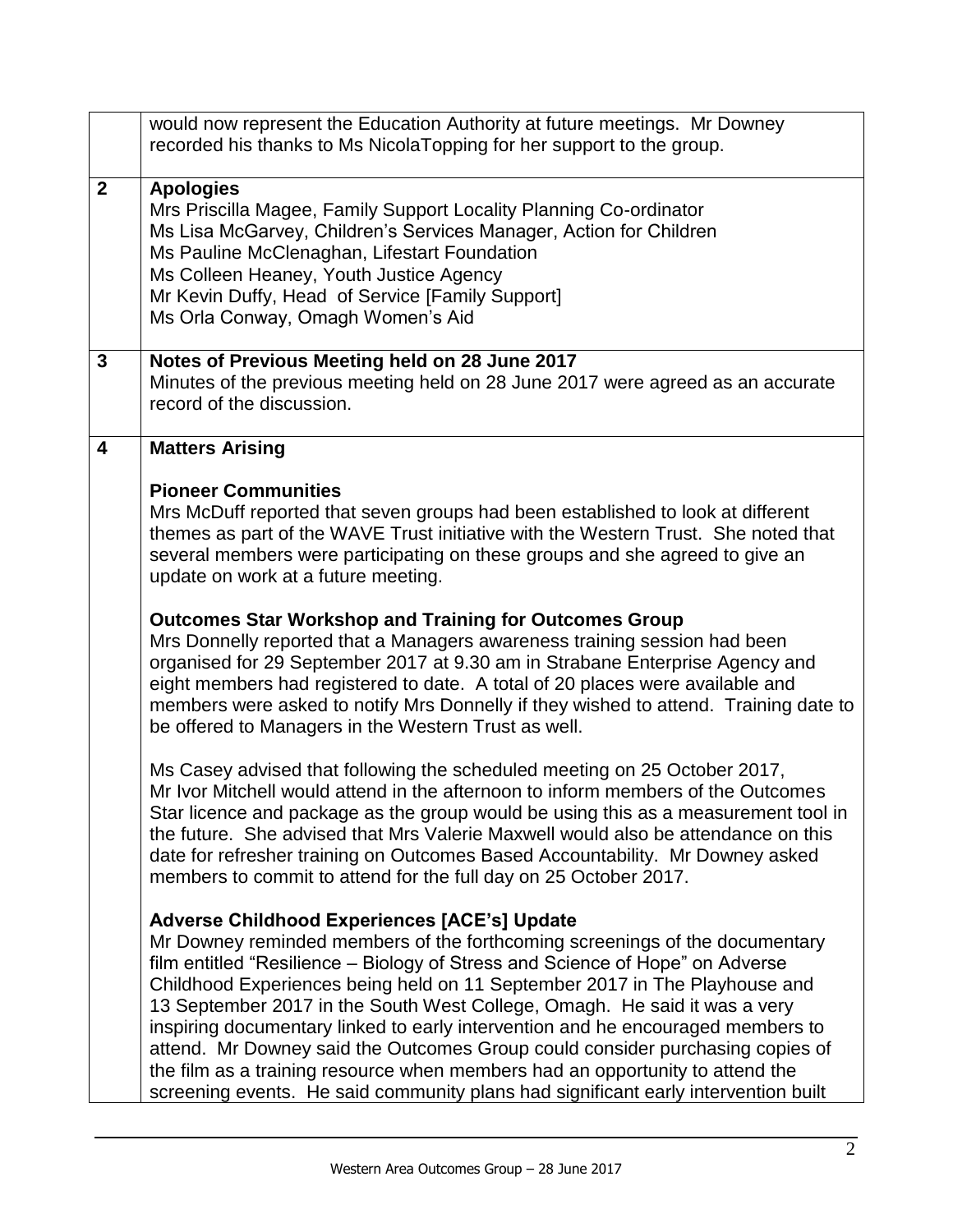|   |   |
|---|---|
|   | would now represent the Education Authority at future meetings. Mr Downey recorded his thanks to Ms NicolaTopping for her support to the group. |
| **2** | **Apologies**<br>Mrs Priscilla Magee, Family Support Locality Planning Co-ordinator<br>Ms Lisa McGarvey, Children's Services Manager, Action for Children<br>Ms Pauline McClenaghan, Lifestart Foundation<br>Ms Colleen Heaney, Youth Justice Agency<br>Mr Kevin Duffy, Head of Service [Family Support]<br>Ms Orla Conway, Omagh Women's Aid |
| **3** | **Notes of Previous Meeting held on 28 June 2017**<br>Minutes of the previous meeting held on 28 June 2017 were agreed as an accurate record of the discussion. |
| **4** | **Matters Arising**<br><br>**Pioneer Communities**<br>Mrs McDuff reported that seven groups had been established to look at different themes as part of the WAVE Trust initiative with the Western Trust. She noted that several members were participating on these groups and she agreed to give an update on work at a future meeting.<br><br>**Outcomes Star Workshop and Training for Outcomes Group**<br>Mrs Donnelly reported that a Managers awareness training session had been organised for 29 September 2017 at 9.30 am in Strabane Enterprise Agency and eight members had registered to date. A total of 20 places were available and members were asked to notify Mrs Donnelly if they wished to attend. Training date to be offered to Managers in the Western Trust as well.<br><br>Ms Casey advised that following the scheduled meeting on 25 October 2017, Mr Ivor Mitchell would attend in the afternoon to inform members of the Outcomes Star licence and package as the group would be using this as a measurement tool in the future. She advised that Mrs Valerie Maxwell would also be attendance on this date for refresher training on Outcomes Based Accountability. Mr Downey asked members to commit to attend for the full day on 25 October 2017.<br><br>**Adverse Childhood Experiences [ACE's] Update**<br>Mr Downey reminded members of the forthcoming screenings of the documentary film entitled "Resilience – Biology of Stress and Science of Hope" on Adverse Childhood Experiences being held on 11 September 2017 in The Playhouse and 13 September 2017 in the South West College, Omagh. He said it was a very inspiring documentary linked to early intervention and he encouraged members to attend. Mr Downey said the Outcomes Group could consider purchasing copies of the film as a training resource when members had an opportunity to attend the screening events. He said community plans had significant early intervention built |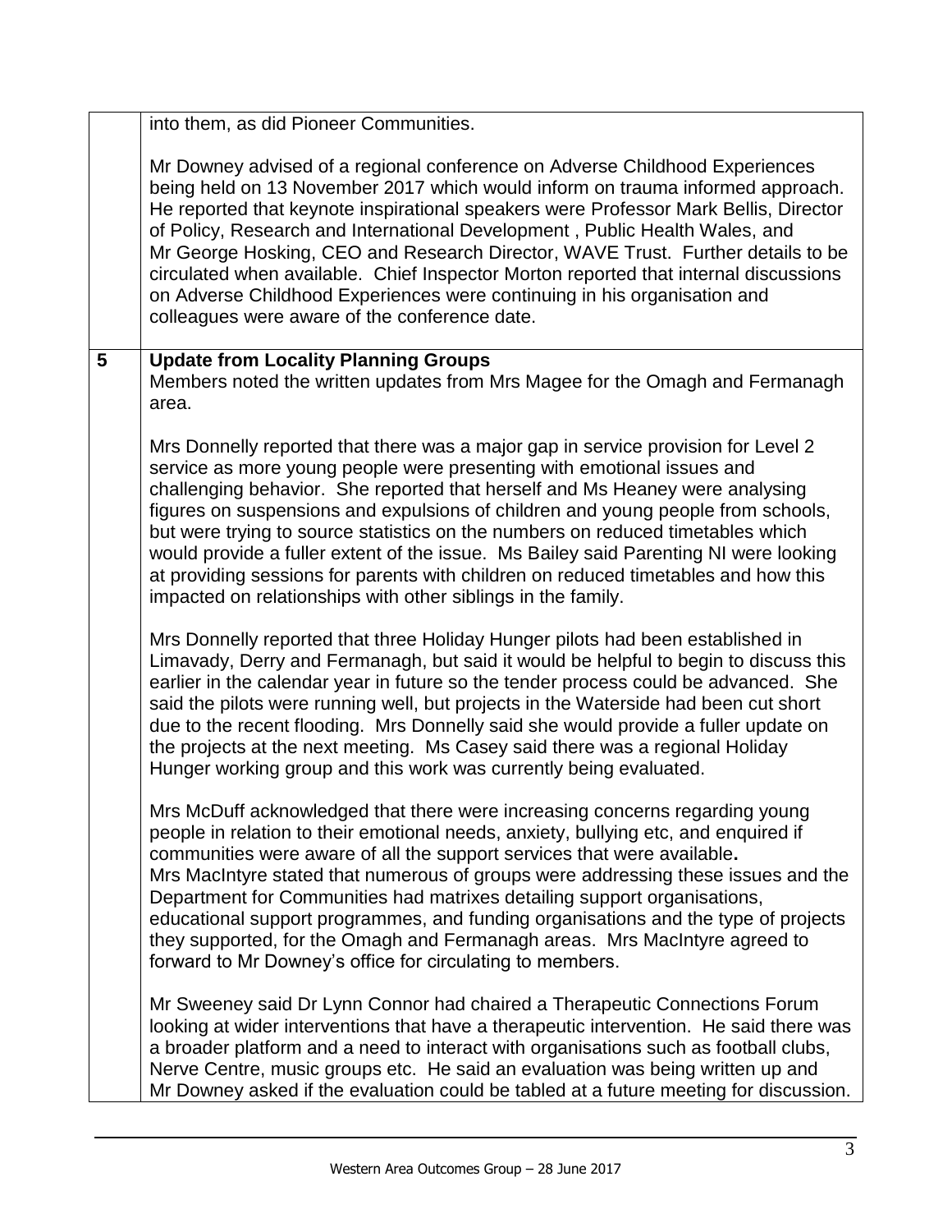| | |
|---|---|
| | into them, as did Pioneer Communities.<br><br>Mr Downey advised of a regional conference on Adverse Childhood Experiences being held on 13 November 2017 which would inform on trauma informed approach. He reported that keynote inspirational speakers were Professor Mark Bellis, Director of Policy, Research and International Development , Public Health Wales, and Mr George Hosking, CEO and Research Director, WAVE Trust. Further details to be circulated when available. Chief Inspector Morton reported that internal discussions on Adverse Childhood Experiences were continuing in his organisation and colleagues were aware of the conference date. |
| **5** | **Update from Locality Planning Groups**<br>Members noted the written updates from Mrs Magee for the Omagh and Fermanagh area.<br><br>Mrs Donnelly reported that there was a major gap in service provision for Level 2 service as more young people were presenting with emotional issues and challenging behavior. She reported that herself and Ms Heaney were analysing figures on suspensions and expulsions of children and young people from schools, but were trying to source statistics on the numbers on reduced timetables which would provide a fuller extent of the issue. Ms Bailey said Parenting NI were looking at providing sessions for parents with children on reduced timetables and how this impacted on relationships with other siblings in the family.<br><br>Mrs Donnelly reported that three Holiday Hunger pilots had been established in Limavady, Derry and Fermanagh, but said it would be helpful to begin to discuss this earlier in the calendar year in future so the tender process could be advanced. She said the pilots were running well, but projects in the Waterside had been cut short due to the recent flooding. Mrs Donnelly said she would provide a fuller update on the projects at the next meeting. Ms Casey said there was a regional Holiday Hunger working group and this work was currently being evaluated.<br><br>Mrs McDuff acknowledged that there were increasing concerns regarding young people in relation to their emotional needs, anxiety, bullying etc, and enquired if communities were aware of all the support services that were available**.**<br>Mrs MacIntyre stated that numerous of groups were addressing these issues and the Department for Communities had matrixes detailing support organisations, educational support programmes, and funding organisations and the type of projects they supported, for the Omagh and Fermanagh areas. Mrs MacIntyre agreed to forward to Mr Downey's office for circulating to members.<br><br>Mr Sweeney said Dr Lynn Connor had chaired a Therapeutic Connections Forum looking at wider interventions that have a therapeutic intervention. He said there was a broader platform and a need to interact with organisations such as football clubs, Nerve Centre, music groups etc. He said an evaluation was being written up and Mr Downey asked if the evaluation could be tabled at a future meeting for discussion. |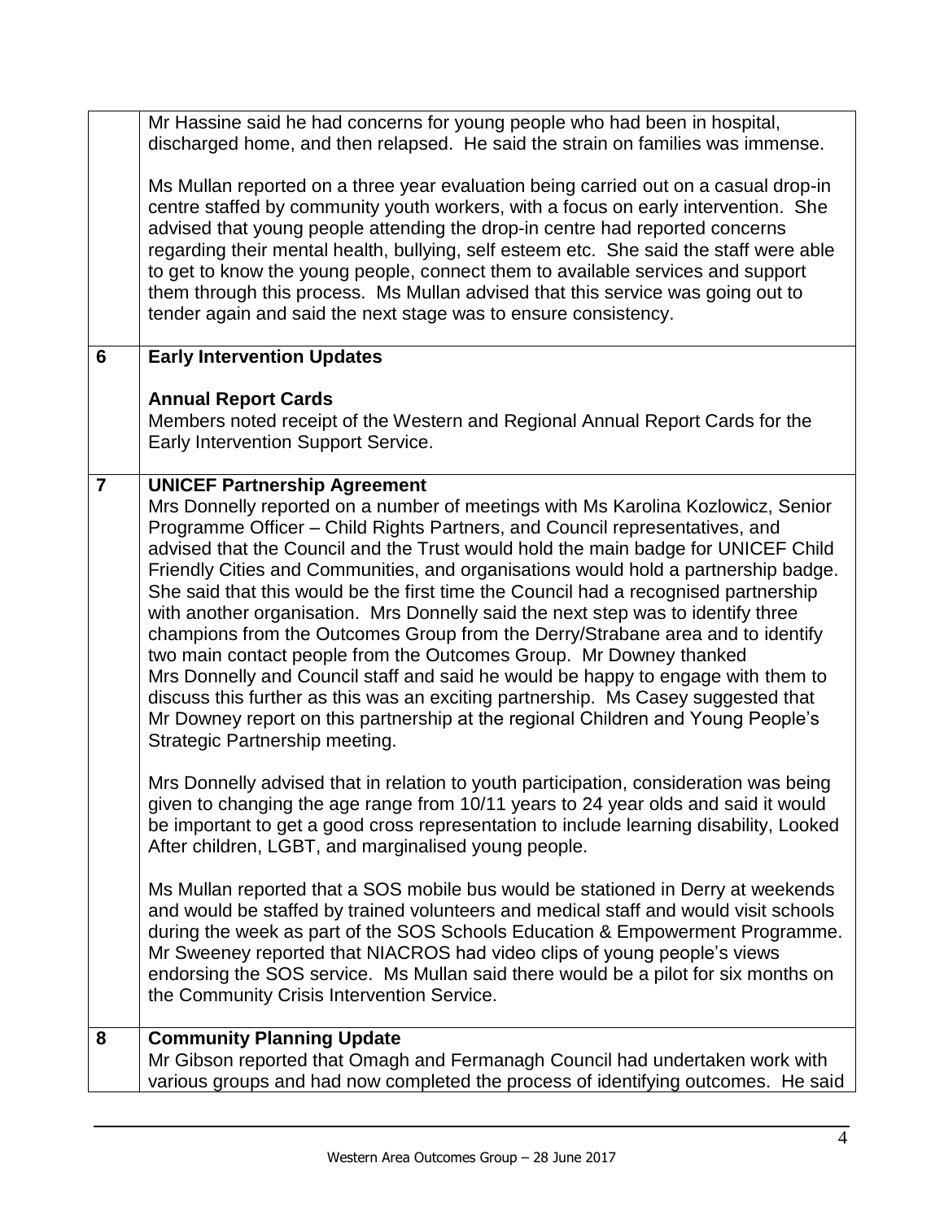| | |
|---|---|
| | Mr Hassine said he had concerns for young people who had been in hospital, discharged home, and then relapsed. He said the strain on families was immense.<br><br>Ms Mullan reported on a three year evaluation being carried out on a casual drop-in centre staffed by community youth workers, with a focus on early intervention. She advised that young people attending the drop-in centre had reported concerns regarding their mental health, bullying, self esteem etc. She said the staff were able to get to know the young people, connect them to available services and support them through this process. Ms Mullan advised that this service was going out to tender again and said the next stage was to ensure consistency. |
| **6** | **Early Intervention Updates**<br><br>**Annual Report Cards**<br>Members noted receipt of the Western and Regional Annual Report Cards for the Early Intervention Support Service. |
| **7** | **UNICEF Partnership Agreement**<br>Mrs Donnelly reported on a number of meetings with Ms Karolina Kozlowicz, Senior Programme Officer – Child Rights Partners, and Council representatives, and advised that the Council and the Trust would hold the main badge for UNICEF Child Friendly Cities and Communities, and organisations would hold a partnership badge. She said that this would be the first time the Council had a recognised partnership with another organisation. Mrs Donnelly said the next step was to identify three champions from the Outcomes Group from the Derry/Strabane area and to identify two main contact people from the Outcomes Group. Mr Downey thanked Mrs Donnelly and Council staff and said he would be happy to engage with them to discuss this further as this was an exciting partnership. Ms Casey suggested that Mr Downey report on this partnership at the regional Children and Young People's Strategic Partnership meeting.<br><br>Mrs Donnelly advised that in relation to youth participation, consideration was being given to changing the age range from 10/11 years to 24 year olds and said it would be important to get a good cross representation to include learning disability, Looked After children, LGBT, and marginalised young people.<br><br>Ms Mullan reported that a SOS mobile bus would be stationed in Derry at weekends and would be staffed by trained volunteers and medical staff and would visit schools during the week as part of the SOS Schools Education & Empowerment Programme. Mr Sweeney reported that NIACROS had video clips of young people's views endorsing the SOS service. Ms Mullan said there would be a pilot for six months on the Community Crisis Intervention Service. |
| **8** | **Community Planning Update**<br>Mr Gibson reported that Omagh and Fermanagh Council had undertaken work with various groups and had now completed the process of identifying outcomes. He said |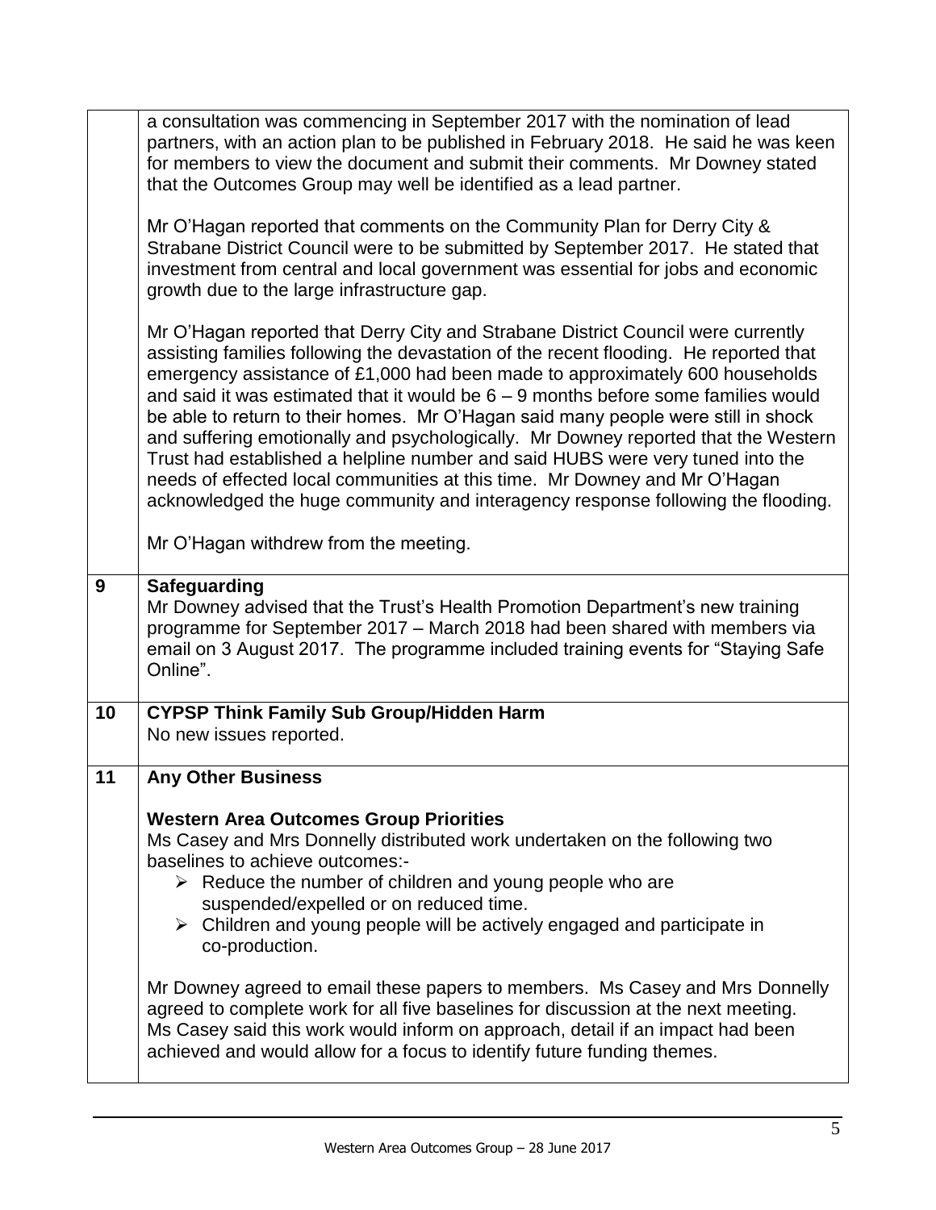| | |
|---|---|
| | a consultation was commencing in September 2017 with the nomination of lead partners, with an action plan to be published in February 2018. He said he was keen for members to view the document and submit their comments. Mr Downey stated that the Outcomes Group may well be identified as a lead partner.<br><br>Mr O'Hagan reported that comments on the Community Plan for Derry City & Strabane District Council were to be submitted by September 2017. He stated that investment from central and local government was essential for jobs and economic growth due to the large infrastructure gap.<br><br>Mr O'Hagan reported that Derry City and Strabane District Council were currently assisting families following the devastation of the recent flooding. He reported that emergency assistance of £1,000 had been made to approximately 600 households and said it was estimated that it would be 6 – 9 months before some families would be able to return to their homes. Mr O'Hagan said many people were still in shock and suffering emotionally and psychologically. Mr Downey reported that the Western Trust had established a helpline number and said HUBS were very tuned into the needs of effected local communities at this time. Mr Downey and Mr O'Hagan acknowledged the huge community and interagency response following the flooding.<br><br>Mr O'Hagan withdrew from the meeting. |
| **9** | **Safeguarding**<br>Mr Downey advised that the Trust's Health Promotion Department's new training programme for September 2017 – March 2018 had been shared with members via email on 3 August 2017. The programme included training events for "Staying Safe Online". |
| **10** | **CYPSP Think Family Sub Group/Hidden Harm**<br>No new issues reported. |
| **11** | **Any Other Business**<br><br>**Western Area Outcomes Group Priorities**<br>Ms Casey and Mrs Donnelly distributed work undertaken on the following two baselines to achieve outcomes:-<br>➢ Reduce the number of children and young people who are suspended/expelled or on reduced time.<br>➢ Children and young people will be actively engaged and participate in co-production.<br><br>Mr Downey agreed to email these papers to members. Ms Casey and Mrs Donnelly agreed to complete work for all five baselines for discussion at the next meeting. Ms Casey said this work would inform on approach, detail if an impact had been achieved and would allow for a focus to identify future funding themes. |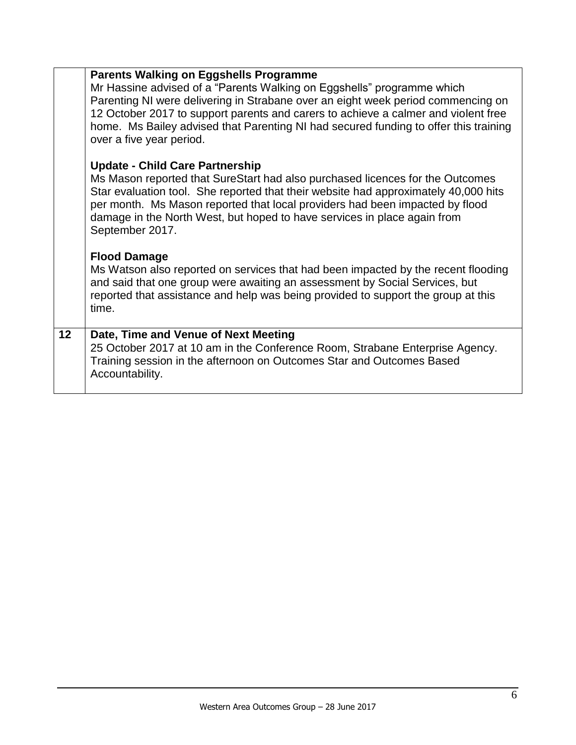| | |
|---|---|
| | **Parents Walking on Eggshells Programme**<br>Mr Hassine advised of a "Parents Walking on Eggshells" programme which Parenting NI were delivering in Strabane over an eight week period commencing on 12 October 2017 to support parents and carers to achieve a calmer and violent free home. Ms Bailey advised that Parenting NI had secured funding to offer this training over a five year period.<br><br>**Update - Child Care Partnership**<br>Ms Mason reported that SureStart had also purchased licences for the Outcomes Star evaluation tool. She reported that their website had approximately 40,000 hits per month. Ms Mason reported that local providers had been impacted by flood damage in the North West, but hoped to have services in place again from September 2017.<br><br>**Flood Damage**<br>Ms Watson also reported on services that had been impacted by the recent flooding and said that one group were awaiting an assessment by Social Services, but reported that assistance and help was being provided to support the group at this time. |
| **12** | **Date, Time and Venue of Next Meeting**<br>25 October 2017 at 10 am in the Conference Room, Strabane Enterprise Agency. Training session in the afternoon on Outcomes Star and Outcomes Based Accountability. |